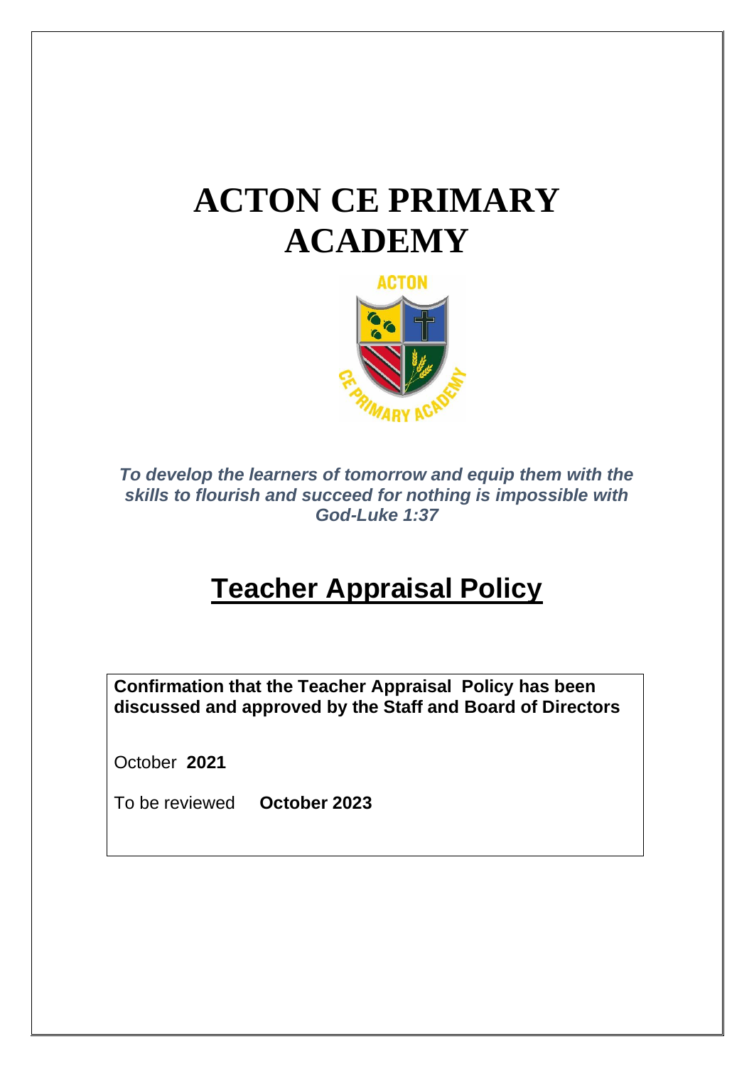# ACTON CE PRIMARY ACADEMY

***To develop the learners of tomorrow and equip them with the skills to flourish and succeed for nothing is impossible with God-Luke 1:37***

## Teacher Appraisal Policy

**Confirmation that the Teacher Appraisal Policy has been discussed and approved by the Staff and Board of Directors**

October **2021**

To be reviewed **October 2023**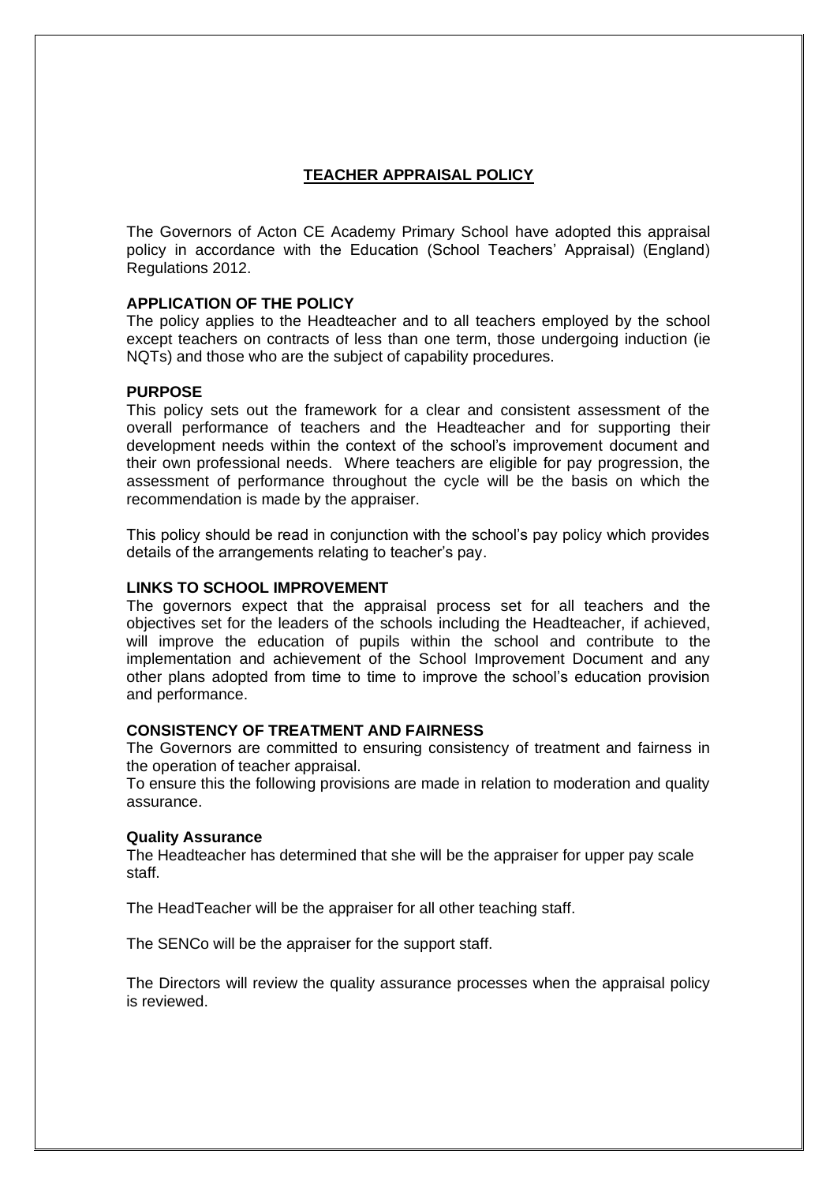# TEACHER APPRAISAL POLICY

The Governors of Acton CE Academy Primary School have adopted this appraisal policy in accordance with the Education (School Teachers' Appraisal) (England) Regulations 2012.

**APPLICATION OF THE POLICY**

The policy applies to the Headteacher and to all teachers employed by the school except teachers on contracts of less than one term, those undergoing induction (ie NQTs) and those who are the subject of capability procedures.

**PURPOSE**

This policy sets out the framework for a clear and consistent assessment of the overall performance of teachers and the Headteacher and for supporting their development needs within the context of the school's improvement document and their own professional needs. Where teachers are eligible for pay progression, the assessment of performance throughout the cycle will be the basis on which the recommendation is made by the appraiser.

This policy should be read in conjunction with the school's pay policy which provides details of the arrangements relating to teacher's pay.

**LINKS TO SCHOOL IMPROVEMENT**

The governors expect that the appraisal process set for all teachers and the objectives set for the leaders of the schools including the Headteacher, if achieved, will improve the education of pupils within the school and contribute to the implementation and achievement of the School Improvement Document and any other plans adopted from time to time to improve the school's education provision and performance.

**CONSISTENCY OF TREATMENT AND FAIRNESS**

The Governors are committed to ensuring consistency of treatment and fairness in the operation of teacher appraisal.

To ensure this the following provisions are made in relation to moderation and quality assurance.

**Quality Assurance**

The Headteacher has determined that she will be the appraiser for upper pay scale staff.

The HeadTeacher will be the appraiser for all other teaching staff.

The SENCo will be the appraiser for the support staff.

The Directors will review the quality assurance processes when the appraisal policy is reviewed.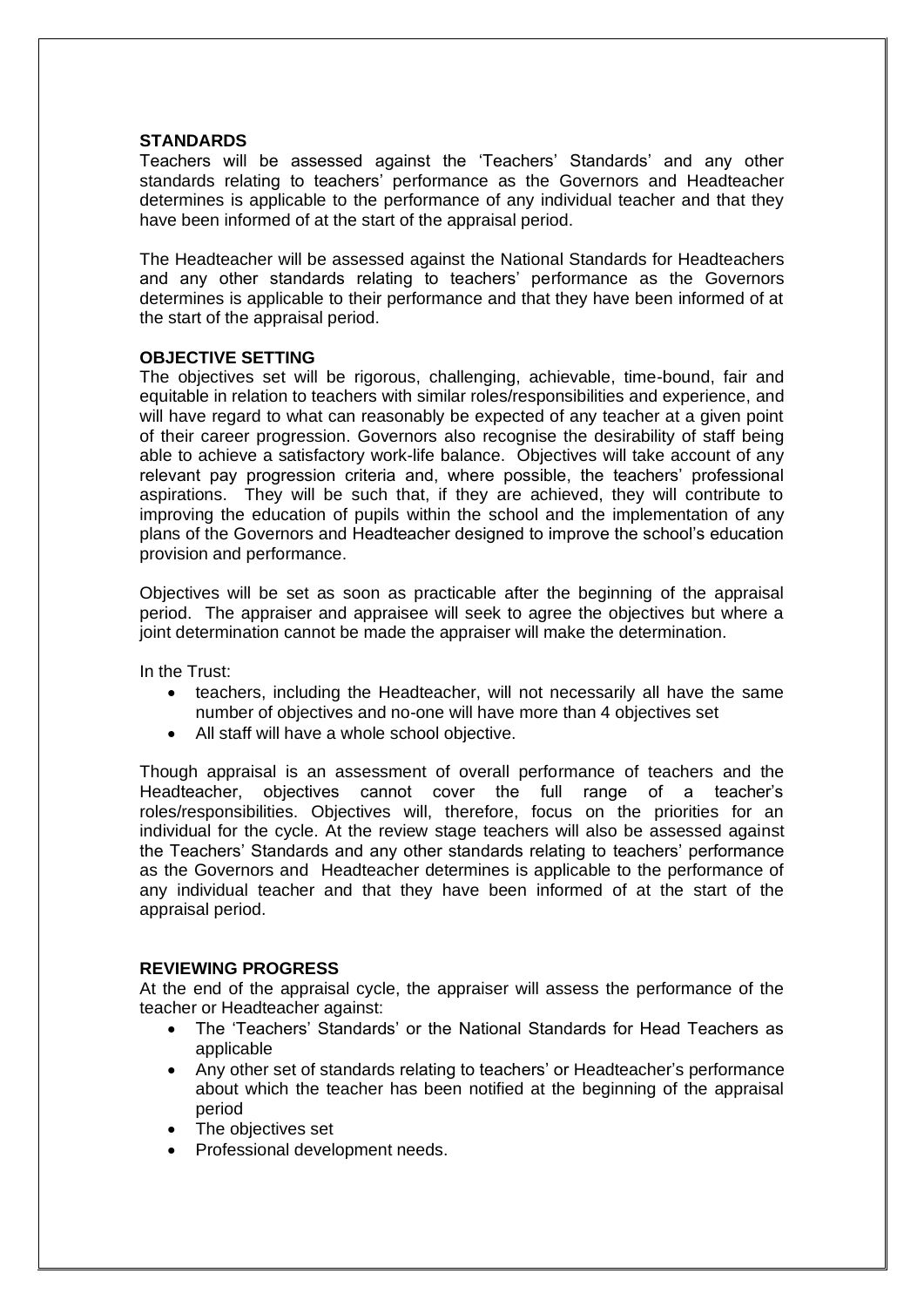## STANDARDS

Teachers will be assessed against the 'Teachers' Standards' and any other standards relating to teachers' performance as the Governors and Headteacher determines is applicable to the performance of any individual teacher and that they have been informed of at the start of the appraisal period.

The Headteacher will be assessed against the National Standards for Headteachers and any other standards relating to teachers' performance as the Governors determines is applicable to their performance and that they have been informed of at the start of the appraisal period.

## OBJECTIVE SETTING

The objectives set will be rigorous, challenging, achievable, time-bound, fair and equitable in relation to teachers with similar roles/responsibilities and experience, and will have regard to what can reasonably be expected of any teacher at a given point of their career progression. Governors also recognise the desirability of staff being able to achieve a satisfactory work-life balance. Objectives will take account of any relevant pay progression criteria and, where possible, the teachers' professional aspirations. They will be such that, if they are achieved, they will contribute to improving the education of pupils within the school and the implementation of any plans of the Governors and Headteacher designed to improve the school's education provision and performance.

Objectives will be set as soon as practicable after the beginning of the appraisal period. The appraiser and appraisee will seek to agree the objectives but where a joint determination cannot be made the appraiser will make the determination.

In the Trust:

- teachers, including the Headteacher, will not necessarily all have the same number of objectives and no-one will have more than 4 objectives set
- All staff will have a whole school objective.

Though appraisal is an assessment of overall performance of teachers and the Headteacher, objectives cannot cover the full range of a teacher's roles/responsibilities. Objectives will, therefore, focus on the priorities for an individual for the cycle. At the review stage teachers will also be assessed against the Teachers' Standards and any other standards relating to teachers' performance as the Governors and Headteacher determines is applicable to the performance of any individual teacher and that they have been informed of at the start of the appraisal period.

## REVIEWING PROGRESS

At the end of the appraisal cycle, the appraiser will assess the performance of the teacher or Headteacher against:

- The 'Teachers' Standards' or the National Standards for Head Teachers as applicable
- Any other set of standards relating to teachers' or Headteacher's performance about which the teacher has been notified at the beginning of the appraisal period
- The objectives set
- Professional development needs.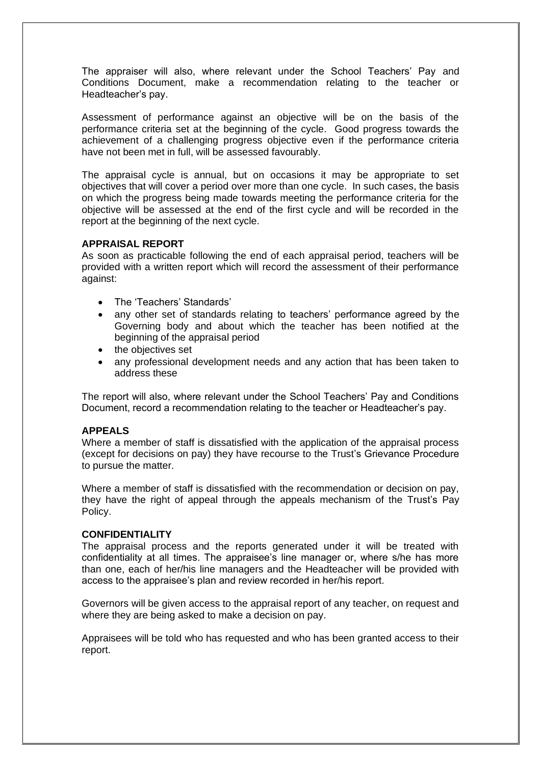The appraiser will also, where relevant under the School Teachers' Pay and Conditions Document, make a recommendation relating to the teacher or Headteacher's pay.

Assessment of performance against an objective will be on the basis of the performance criteria set at the beginning of the cycle. Good progress towards the achievement of a challenging progress objective even if the performance criteria have not been met in full, will be assessed favourably.

The appraisal cycle is annual, but on occasions it may be appropriate to set objectives that will cover a period over more than one cycle. In such cases, the basis on which the progress being made towards meeting the performance criteria for the objective will be assessed at the end of the first cycle and will be recorded in the report at the beginning of the next cycle.

**APPRAISAL REPORT**

As soon as practicable following the end of each appraisal period, teachers will be provided with a written report which will record the assessment of their performance against:

- The 'Teachers' Standards'
- any other set of standards relating to teachers' performance agreed by the Governing body and about which the teacher has been notified at the beginning of the appraisal period
- the objectives set
- any professional development needs and any action that has been taken to address these

The report will also, where relevant under the School Teachers' Pay and Conditions Document, record a recommendation relating to the teacher or Headteacher's pay.

**APPEALS**

Where a member of staff is dissatisfied with the application of the appraisal process (except for decisions on pay) they have recourse to the Trust's Grievance Procedure to pursue the matter.

Where a member of staff is dissatisfied with the recommendation or decision on pay, they have the right of appeal through the appeals mechanism of the Trust's Pay Policy.

**CONFIDENTIALITY**

The appraisal process and the reports generated under it will be treated with confidentiality at all times. The appraisee's line manager or, where s/he has more than one, each of her/his line managers and the Headteacher will be provided with access to the appraisee's plan and review recorded in her/his report.

Governors will be given access to the appraisal report of any teacher, on request and where they are being asked to make a decision on pay.

Appraisees will be told who has requested and who has been granted access to their report.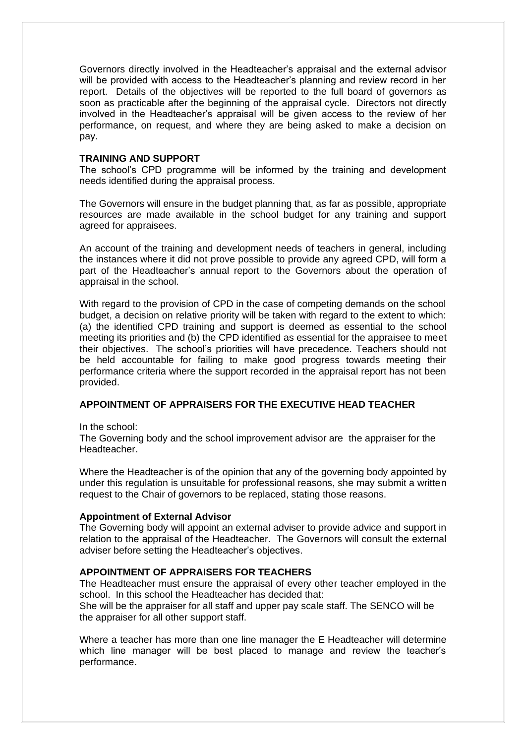Governors directly involved in the Headteacher's appraisal and the external advisor will be provided with access to the Headteacher's planning and review record in her report. Details of the objectives will be reported to the full board of governors as soon as practicable after the beginning of the appraisal cycle. Directors not directly involved in the Headteacher's appraisal will be given access to the review of her performance, on request, and where they are being asked to make a decision on pay.

**TRAINING AND SUPPORT**

The school's CPD programme will be informed by the training and development needs identified during the appraisal process.

The Governors will ensure in the budget planning that, as far as possible, appropriate resources are made available in the school budget for any training and support agreed for appraisees.

An account of the training and development needs of teachers in general, including the instances where it did not prove possible to provide any agreed CPD, will form a part of the Headteacher's annual report to the Governors about the operation of appraisal in the school.

With regard to the provision of CPD in the case of competing demands on the school budget, a decision on relative priority will be taken with regard to the extent to which: (a) the identified CPD training and support is deemed as essential to the school meeting its priorities and (b) the CPD identified as essential for the appraisee to meet their objectives. The school's priorities will have precedence. Teachers should not be held accountable for failing to make good progress towards meeting their performance criteria where the support recorded in the appraisal report has not been provided.

**APPOINTMENT OF APPRAISERS FOR THE EXECUTIVE HEAD TEACHER**

In the school:
The Governing body and the school improvement advisor are the appraiser for the Headteacher.

Where the Headteacher is of the opinion that any of the governing body appointed by under this regulation is unsuitable for professional reasons, she may submit a written request to the Chair of governors to be replaced, stating those reasons.

**Appointment of External Advisor**

The Governing body will appoint an external adviser to provide advice and support in relation to the appraisal of the Headteacher. The Governors will consult the external adviser before setting the Headteacher's objectives.

**APPOINTMENT OF APPRAISERS FOR TEACHERS**

The Headteacher must ensure the appraisal of every other teacher employed in the school. In this school the Headteacher has decided that:
She will be the appraiser for all staff and upper pay scale staff. The SENCO will be the appraiser for all other support staff.

Where a teacher has more than one line manager the E Headteacher will determine which line manager will be best placed to manage and review the teacher's performance.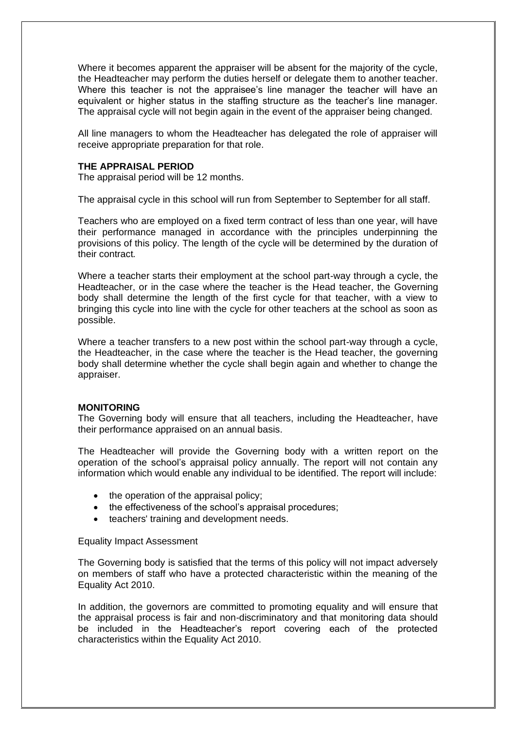Where it becomes apparent the appraiser will be absent for the majority of the cycle, the Headteacher may perform the duties herself or delegate them to another teacher. Where this teacher is not the appraisee's line manager the teacher will have an equivalent or higher status in the staffing structure as the teacher's line manager. The appraisal cycle will not begin again in the event of the appraiser being changed.

All line managers to whom the Headteacher has delegated the role of appraiser will receive appropriate preparation for that role.

**THE APPRAISAL PERIOD**

The appraisal period will be 12 months.

The appraisal cycle in this school will run from September to September for all staff.

Teachers who are employed on a fixed term contract of less than one year, will have their performance managed in accordance with the principles underpinning the provisions of this policy. The length of the cycle will be determined by the duration of their contract.

Where a teacher starts their employment at the school part-way through a cycle, the Headteacher, or in the case where the teacher is the Head teacher, the Governing body shall determine the length of the first cycle for that teacher, with a view to bringing this cycle into line with the cycle for other teachers at the school as soon as possible.

Where a teacher transfers to a new post within the school part-way through a cycle, the Headteacher, in the case where the teacher is the Head teacher, the governing body shall determine whether the cycle shall begin again and whether to change the appraiser.

**MONITORING**

The Governing body will ensure that all teachers, including the Headteacher, have their performance appraised on an annual basis.

The Headteacher will provide the Governing body with a written report on the operation of the school's appraisal policy annually. The report will not contain any information which would enable any individual to be identified. The report will include:

- the operation of the appraisal policy;
- the effectiveness of the school's appraisal procedures;
- teachers' training and development needs.

Equality Impact Assessment

The Governing body is satisfied that the terms of this policy will not impact adversely on members of staff who have a protected characteristic within the meaning of the Equality Act 2010.

In addition, the governors are committed to promoting equality and will ensure that the appraisal process is fair and non-discriminatory and that monitoring data should be included in the Headteacher's report covering each of the protected characteristics within the Equality Act 2010.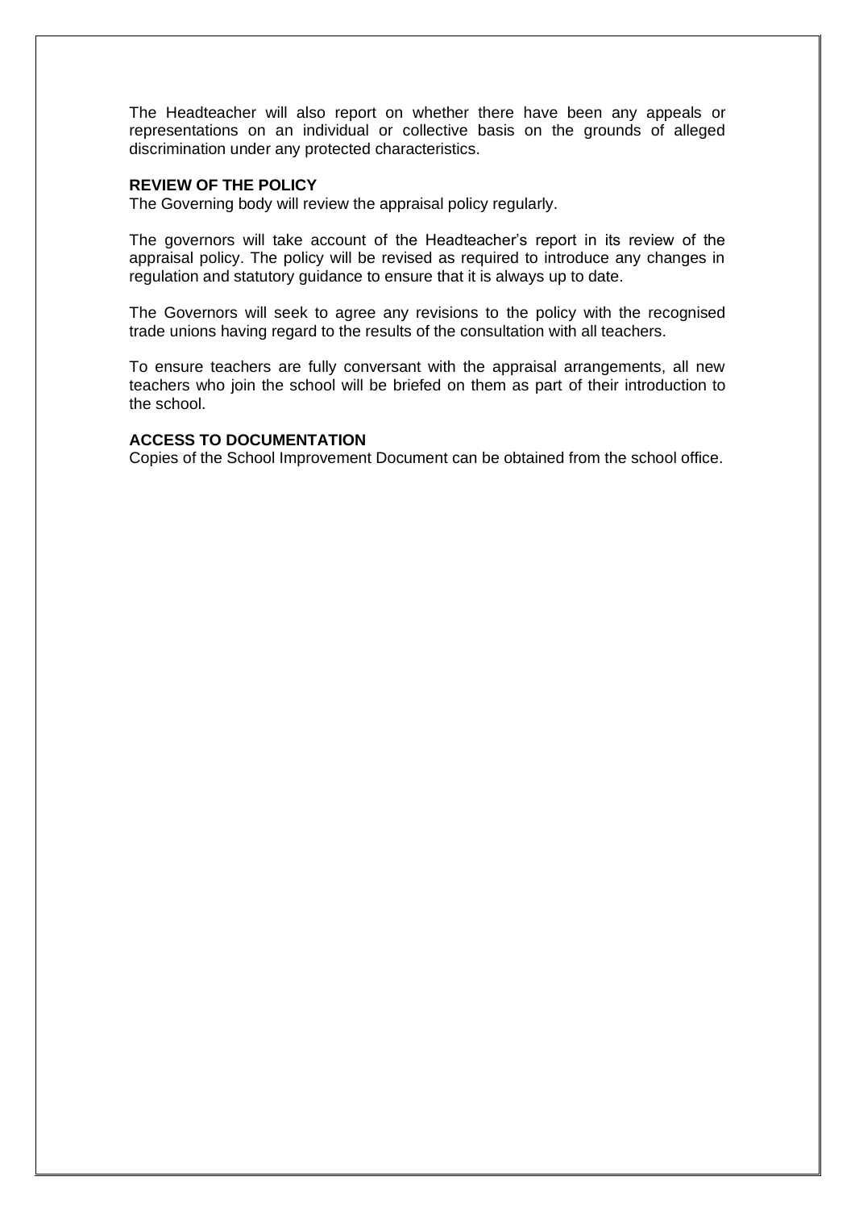The Headteacher will also report on whether there have been any appeals or representations on an individual or collective basis on the grounds of alleged discrimination under any protected characteristics.

**REVIEW OF THE POLICY**

The Governing body will review the appraisal policy regularly.

The governors will take account of the Headteacher's report in its review of the appraisal policy. The policy will be revised as required to introduce any changes in regulation and statutory guidance to ensure that it is always up to date.

The Governors will seek to agree any revisions to the policy with the recognised trade unions having regard to the results of the consultation with all teachers.

To ensure teachers are fully conversant with the appraisal arrangements, all new teachers who join the school will be briefed on them as part of their introduction to the school.

**ACCESS TO DOCUMENTATION**

Copies of the School Improvement Document can be obtained from the school office.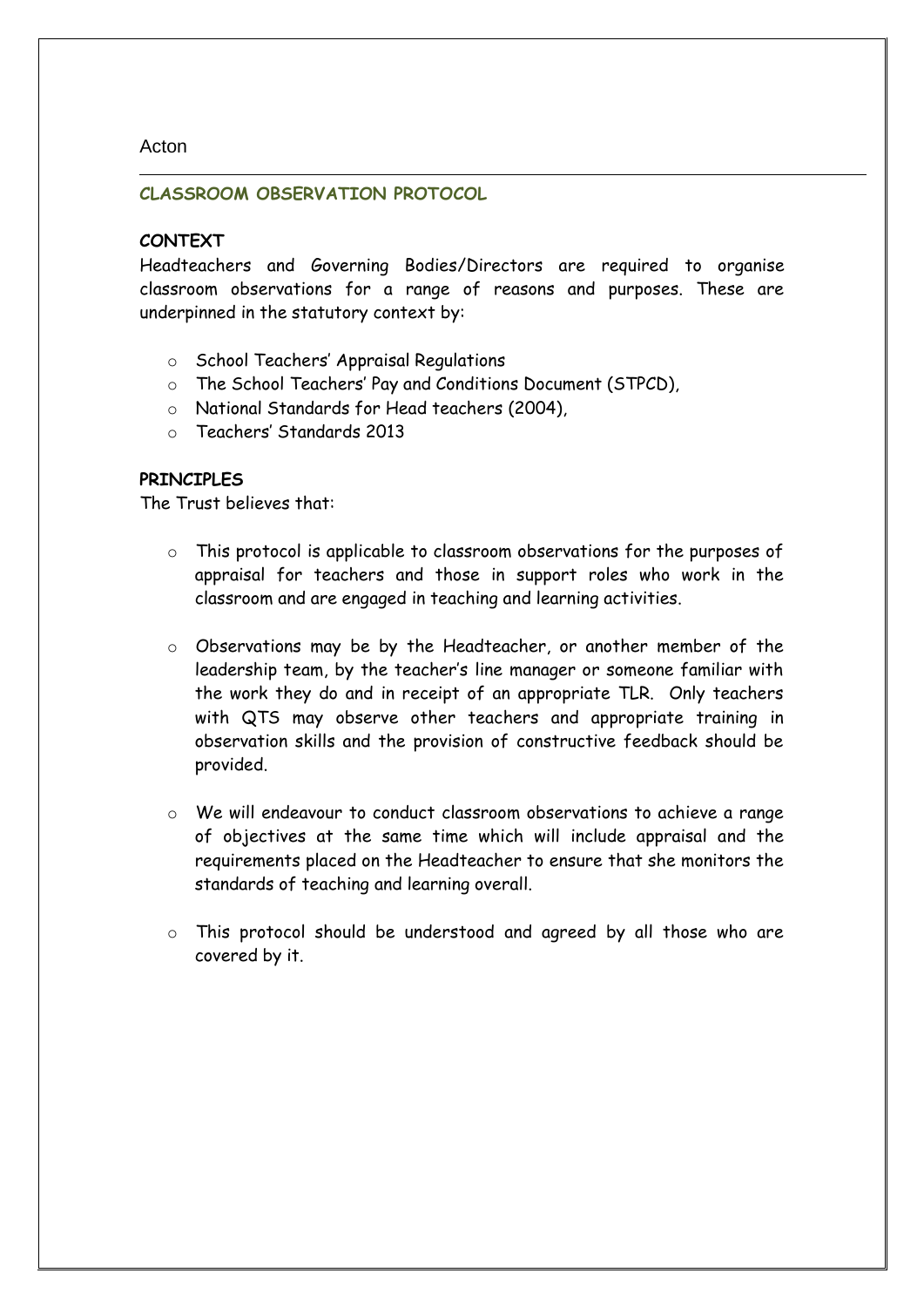Acton

## CLASSROOM OBSERVATION PROTOCOL

### CONTEXT

Headteachers and Governing Bodies/Directors are required to organise classroom observations for a range of reasons and purposes. These are underpinned in the statutory context by:

- School Teachers' Appraisal Regulations
- The School Teachers' Pay and Conditions Document (STPCD),
- National Standards for Head teachers (2004),
- Teachers' Standards 2013

### PRINCIPLES

The Trust believes that:

- This protocol is applicable to classroom observations for the purposes of appraisal for teachers and those in support roles who work in the classroom and are engaged in teaching and learning activities.

- Observations may be by the Headteacher, or another member of the leadership team, by the teacher's line manager or someone familiar with the work they do and in receipt of an appropriate TLR. Only teachers with QTS may observe other teachers and appropriate training in observation skills and the provision of constructive feedback should be provided.

- We will endeavour to conduct classroom observations to achieve a range of objectives at the same time which will include appraisal and the requirements placed on the Headteacher to ensure that she monitors the standards of teaching and learning overall.

- This protocol should be understood and agreed by all those who are covered by it.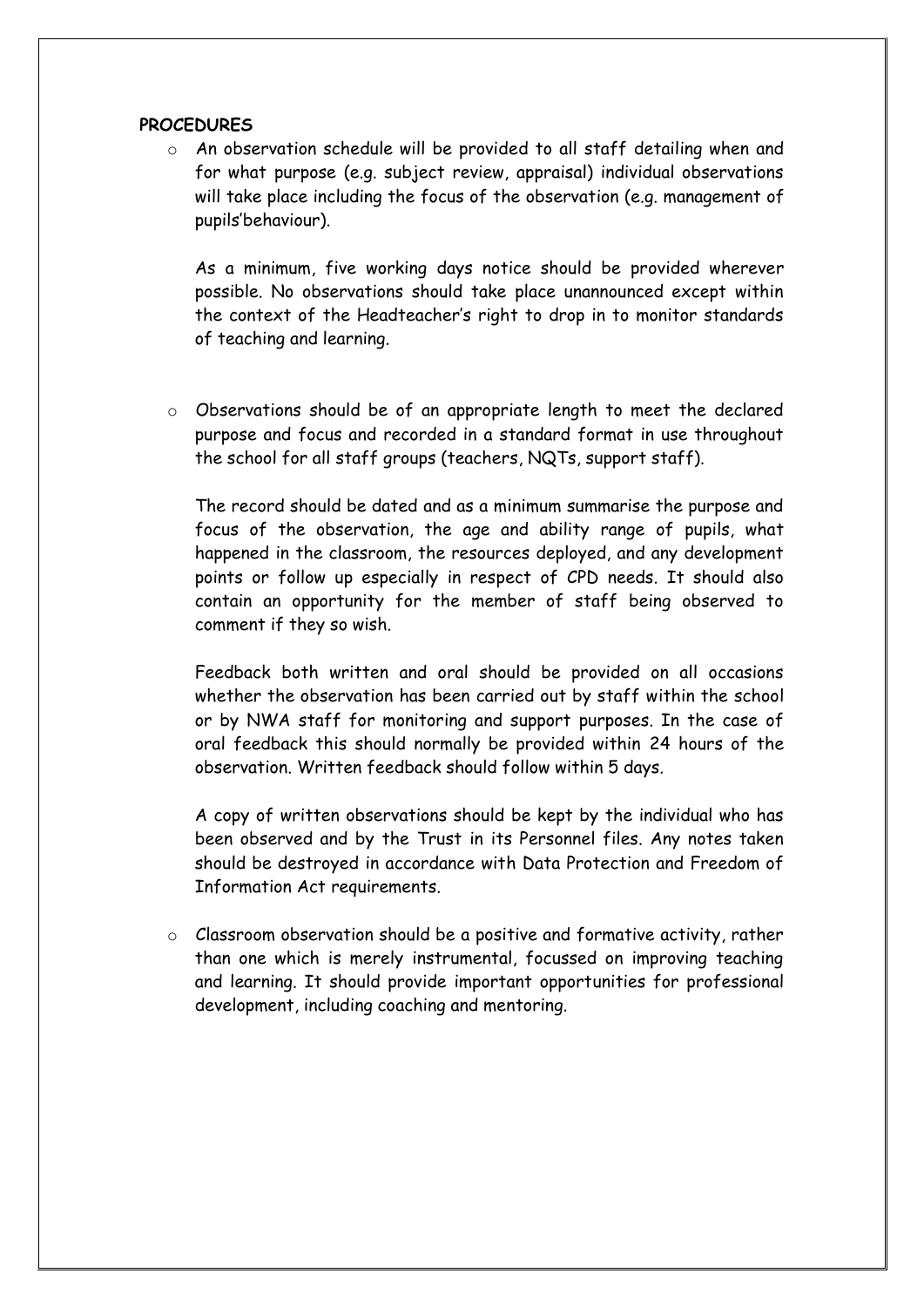**PROCEDURES**

- An observation schedule will be provided to all staff detailing when and for what purpose (e.g. subject review, appraisal) individual observations will take place including the focus of the observation (e.g. management of pupils'behaviour).

  As a minimum, five working days notice should be provided wherever possible. No observations should take place unannounced except within the context of the Headteacher's right to drop in to monitor standards of teaching and learning.

- Observations should be of an appropriate length to meet the declared purpose and focus and recorded in a standard format in use throughout the school for all staff groups (teachers, NQTs, support staff).

  The record should be dated and as a minimum summarise the purpose and focus of the observation, the age and ability range of pupils, what happened in the classroom, the resources deployed, and any development points or follow up especially in respect of CPD needs. It should also contain an opportunity for the member of staff being observed to comment if they so wish.

  Feedback both written and oral should be provided on all occasions whether the observation has been carried out by staff within the school or by NWA staff for monitoring and support purposes. In the case of oral feedback this should normally be provided within 24 hours of the observation. Written feedback should follow within 5 days.

  A copy of written observations should be kept by the individual who has been observed and by the Trust in its Personnel files. Any notes taken should be destroyed in accordance with Data Protection and Freedom of Information Act requirements.

- Classroom observation should be a positive and formative activity, rather than one which is merely instrumental, focussed on improving teaching and learning. It should provide important opportunities for professional development, including coaching and mentoring.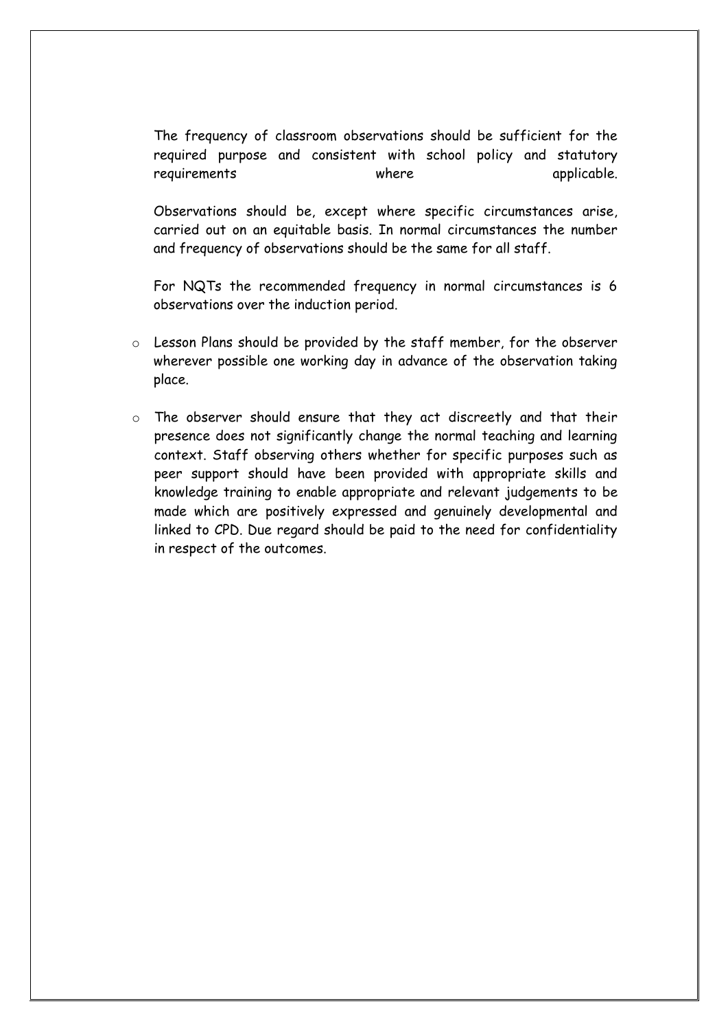The frequency of classroom observations should be sufficient for the required purpose and consistent with school policy and statutory requirements where applicable.

Observations should be, except where specific circumstances arise, carried out on an equitable basis. In normal circumstances the number and frequency of observations should be the same for all staff.

For NQTs the recommended frequency in normal circumstances is 6 observations over the induction period.

- Lesson Plans should be provided by the staff member, for the observer wherever possible one working day in advance of the observation taking place.

- The observer should ensure that they act discreetly and that their presence does not significantly change the normal teaching and learning context. Staff observing others whether for specific purposes such as peer support should have been provided with appropriate skills and knowledge training to enable appropriate and relevant judgements to be made which are positively expressed and genuinely developmental and linked to CPD. Due regard should be paid to the need for confidentiality in respect of the outcomes.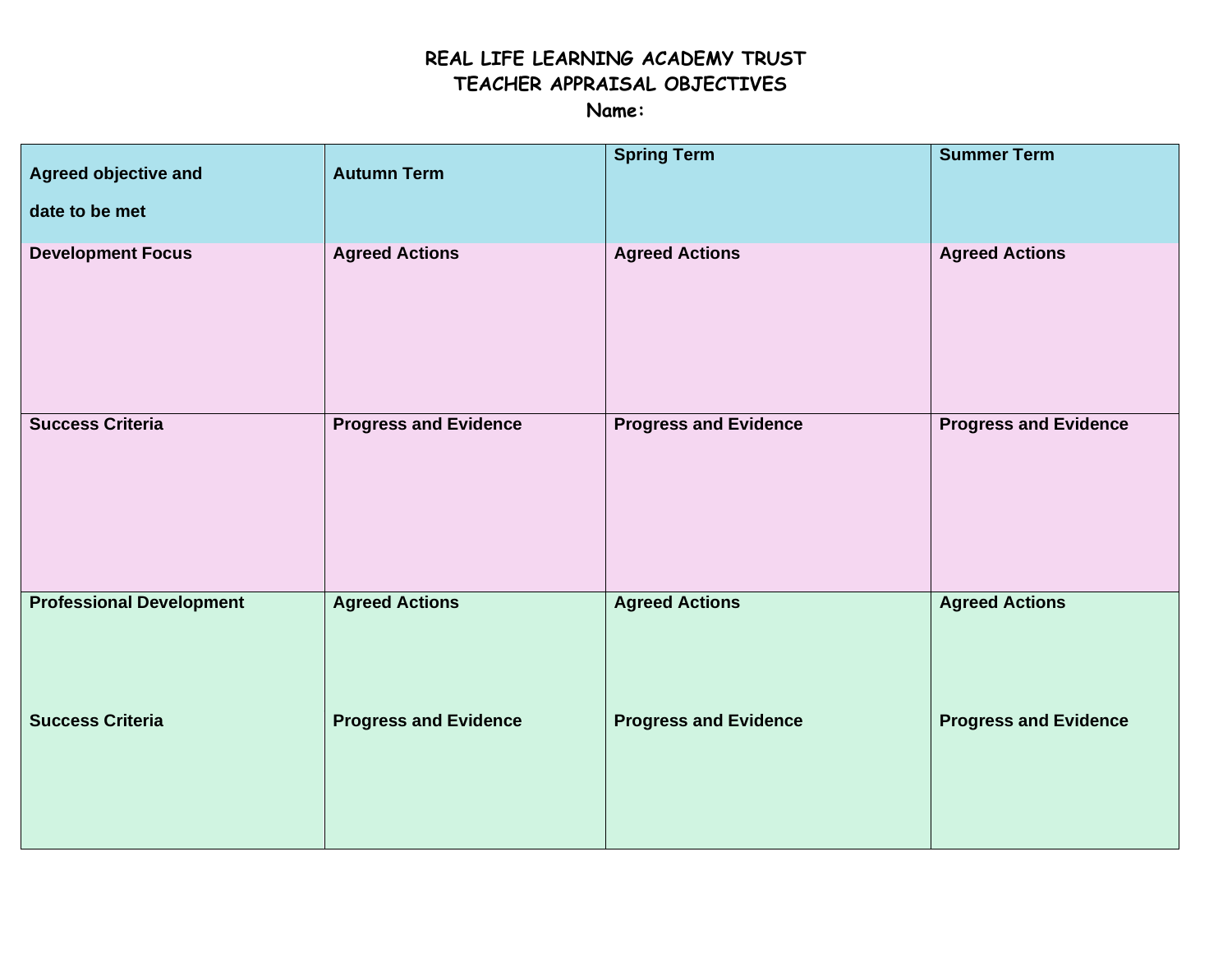# REAL LIFE LEARNING ACADEMY TRUST
## TEACHER APPRAISAL OBJECTIVES
**Name:**

| **Agreed objective and date to be met** | **Autumn Term** | **Spring Term** | **Summer Term** |
|---|---|---|---|
| **Development Focus** | **Agreed Actions** | **Agreed Actions** | **Agreed Actions** |
| **Success Criteria** | **Progress and Evidence** | **Progress and Evidence** | **Progress and Evidence** |
| **Professional Development**<br><br>**Success Criteria** | **Agreed Actions**<br><br>**Progress and Evidence** | **Agreed Actions**<br><br>**Progress and Evidence** | **Agreed Actions**<br><br>**Progress and Evidence** |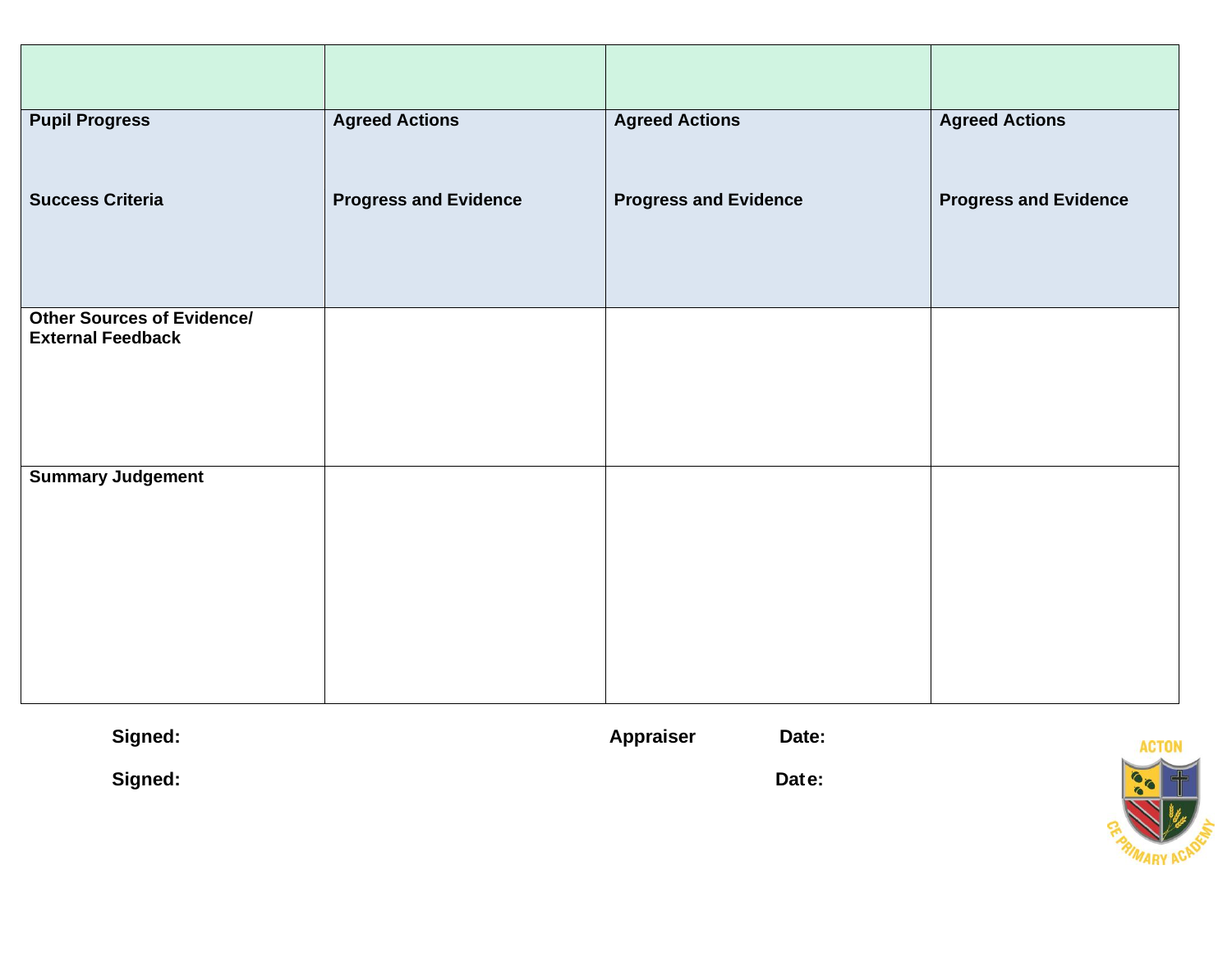| | | | |
|---|---|---|---|
| **Pupil Progress**<br><br>**Success Criteria** | **Agreed Actions**<br><br>**Progress and Evidence** | **Agreed Actions**<br><br>**Progress and Evidence** | **Agreed Actions**<br><br>**Progress and Evidence** |
| **Other Sources of Evidence/ External Feedback** | | | |
| **Summary Judgement** | | | |

**Signed:** **Appraiser** **Date:**

**Signed:** **Date:**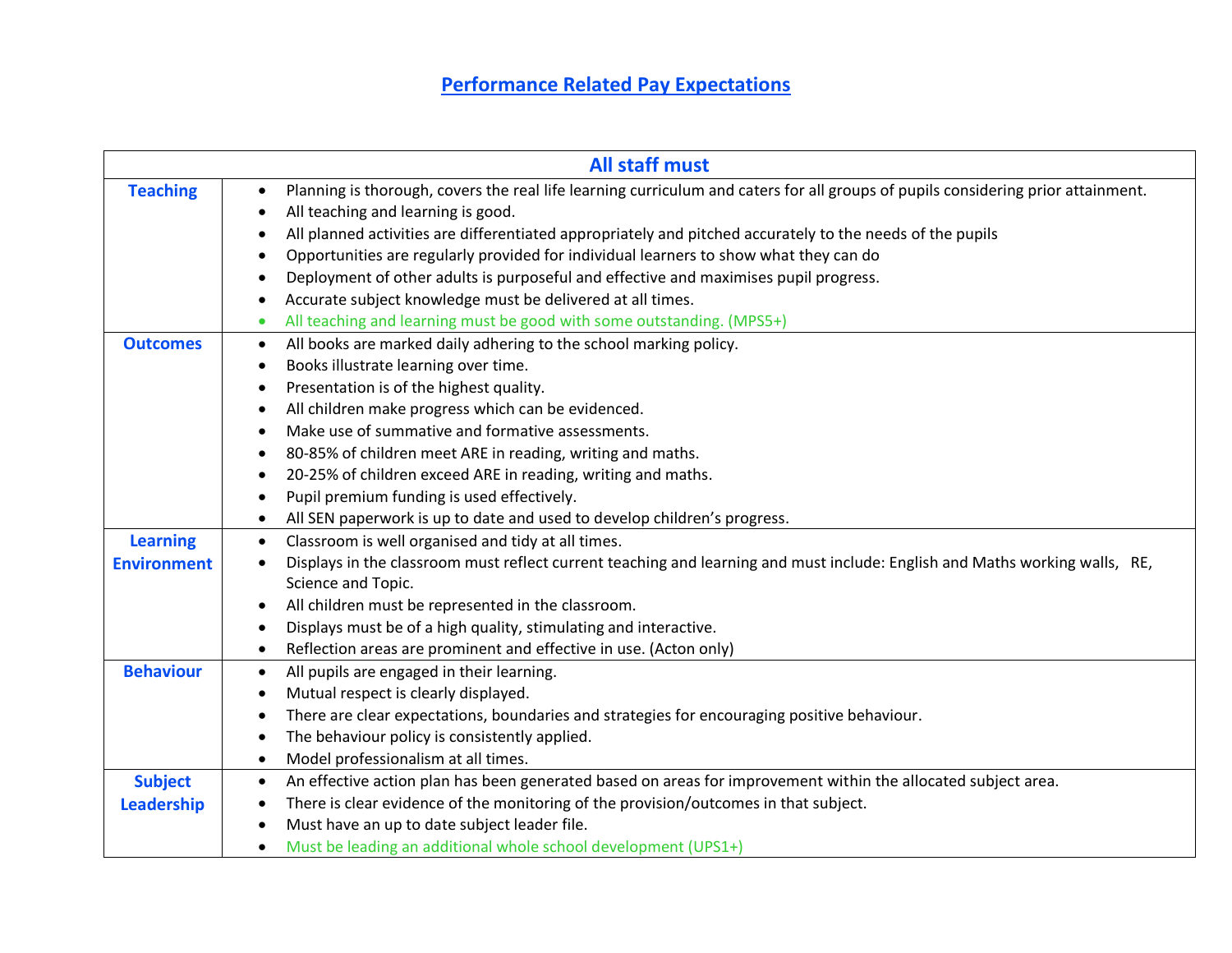# Performance Related Pay Expectations

| All staff must | |
|---|---|
| **Teaching** | • Planning is thorough, covers the real life learning curriculum and caters for all groups of pupils considering prior attainment.<br>• All teaching and learning is good.<br>• All planned activities are differentiated appropriately and pitched accurately to the needs of the pupils<br>• Opportunities are regularly provided for individual learners to show what they can do<br>• Deployment of other adults is purposeful and effective and maximises pupil progress.<br>• Accurate subject knowledge must be delivered at all times.<br>• All teaching and learning must be good with some outstanding. (MPS5+) |
| **Outcomes** | • All books are marked daily adhering to the school marking policy.<br>• Books illustrate learning over time.<br>• Presentation is of the highest quality.<br>• All children make progress which can be evidenced.<br>• Make use of summative and formative assessments.<br>• 80-85% of children meet ARE in reading, writing and maths.<br>• 20-25% of children exceed ARE in reading, writing and maths.<br>• Pupil premium funding is used effectively.<br>• All SEN paperwork is up to date and used to develop children's progress. |
| **Learning Environment** | • Classroom is well organised and tidy at all times.<br>• Displays in the classroom must reflect current teaching and learning and must include: English and Maths working walls, RE, Science and Topic.<br>• All children must be represented in the classroom.<br>• Displays must be of a high quality, stimulating and interactive.<br>• Reflection areas are prominent and effective in use. (Acton only) |
| **Behaviour** | • All pupils are engaged in their learning.<br>• Mutual respect is clearly displayed.<br>• There are clear expectations, boundaries and strategies for encouraging positive behaviour.<br>• The behaviour policy is consistently applied.<br>• Model professionalism at all times. |
| **Subject Leadership** | • An effective action plan has been generated based on areas for improvement within the allocated subject area.<br>• There is clear evidence of the monitoring of the provision/outcomes in that subject.<br>• Must have an up to date subject leader file.<br>• Must be leading an additional whole school development (UPS1+) |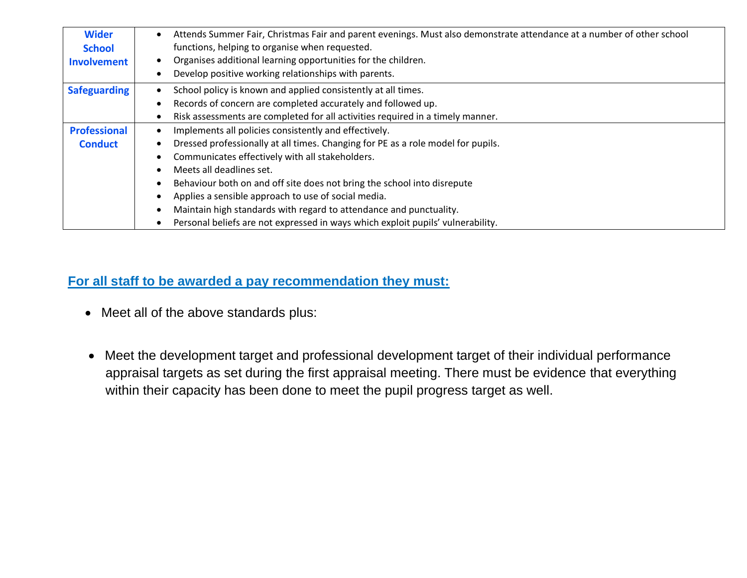| | |
|---|---|
| **Wider School Involvement** | • Attends Summer Fair, Christmas Fair and parent evenings. Must also demonstrate attendance at a number of other school functions, helping to organise when requested.<br>• Organises additional learning opportunities for the children.<br>• Develop positive working relationships with parents. |
| **Safeguarding** | • School policy is known and applied consistently at all times.<br>• Records of concern are completed accurately and followed up.<br>• Risk assessments are completed for all activities required in a timely manner. |
| **Professional Conduct** | • Implements all policies consistently and effectively.<br>• Dressed professionally at all times. Changing for PE as a role model for pupils.<br>• Communicates effectively with all stakeholders.<br>• Meets all deadlines set.<br>• Behaviour both on and off site does not bring the school into disrepute<br>• Applies a sensible approach to use of social media.<br>• Maintain high standards with regard to attendance and punctuality.<br>• Personal beliefs are not expressed in ways which exploit pupils' vulnerability. |

## For all staff to be awarded a pay recommendation they must:

- Meet all of the above standards plus:

- Meet the development target and professional development target of their individual performance appraisal targets as set during the first appraisal meeting. There must be evidence that everything within their capacity has been done to meet the pupil progress target as well.